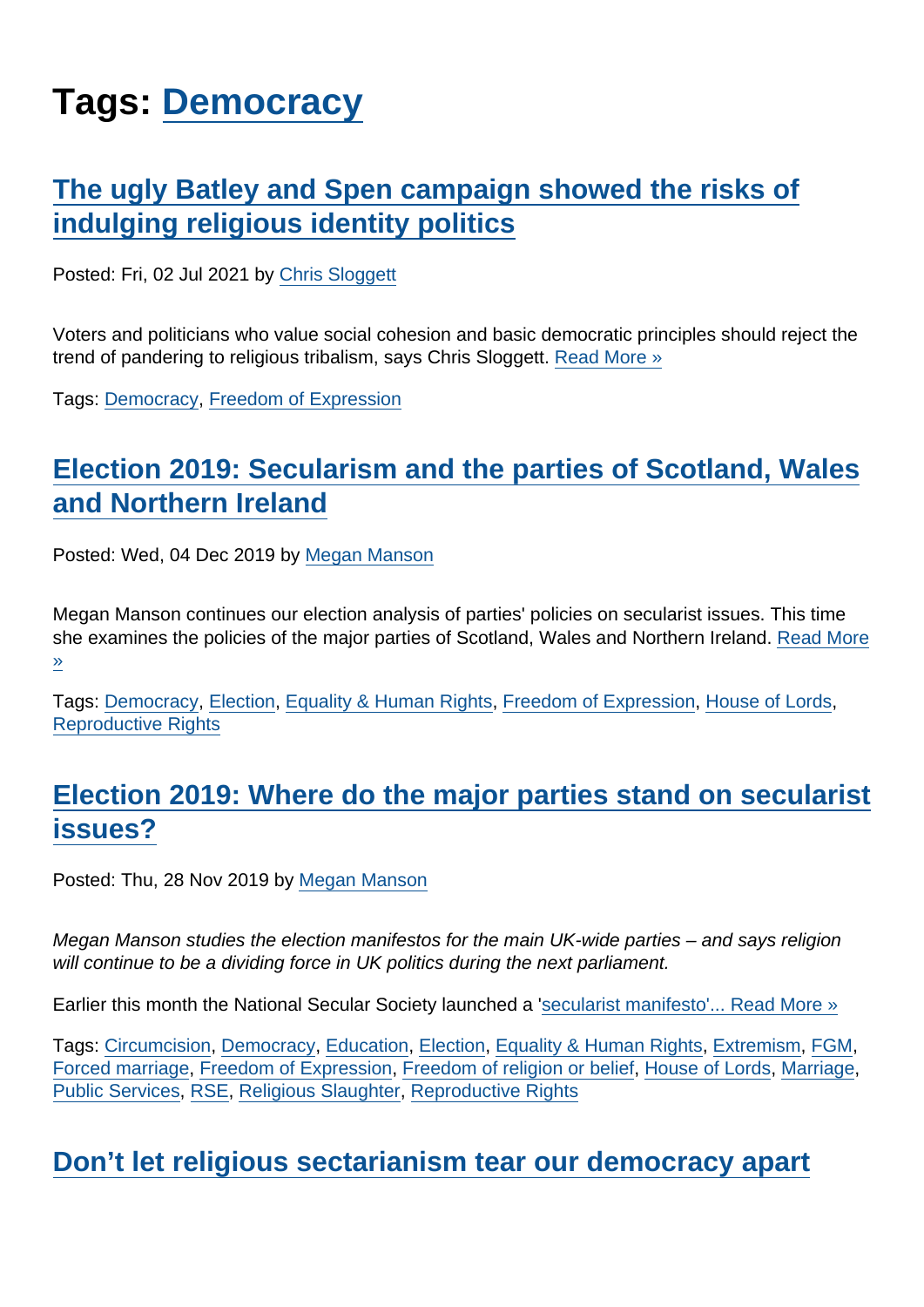# Tags: Democracy

## The ugly Batley and Spen campaign showed the risks of indulging religious identity politics

Posted: Fri, 02 Jul 2021 by Chris Sloggett

Voters and politicians who value social cohesion and basic democratic principles should reject the trend of pandering to religious tribalism, says Chris Sloggett. Read More »

Tags: Democracy, Freedom of Expression

## Election 2019: Secularism and the parties of Scotland, Wales and Northern Ireland

Posted: Wed, 04 Dec 2019 by Megan Manson

Megan Manson continues our election analysis of parties' policies on secularist issues. This time she examines the policies of the major parties of Scotland, Wales and Northern Ireland. Read More »

Tags: Democracy, Election, Equality & Human Rights, Freedom of Expression, House of Lords, Reproductive Rights

## Election 2019: Where do the major parties stand on secularist issues?

Posted: Thu, 28 Nov 2019 by Megan Manson

*Megan Manson studies the election manifestos for the main UK-wide parties – and says religion will continue to be a dividing force in UK politics during the next parliament.*

Earlier this month the National Secular Society launched a 'secularist manifesto'... Read More »

Tags: Circumcision, Democracy, Education, Election, Equality & Human Rights, Extremism, FGM, Forced marriage, Freedom of Expression, Freedom of religion or belief, House of Lords, Marriage, Public Services, RSE, Religious Slaughter, Reproductive Rights

## Don't let religious sectarianism tear our democracy apart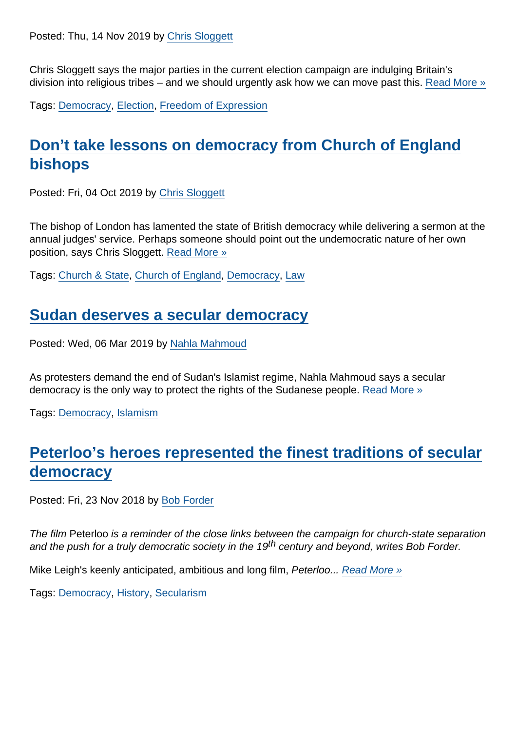Posted: Thu, 14 Nov 2019 by [Chris Sloggett]

Chris Sloggett says the major parties in the current election campaign are indulging Britain's division into religious tribes – and we should urgently ask how we can move past this. [Read More »]

Tags: [Democracy], [Election], [Freedom of Expression]

## [Don't take lessons on democracy from Church of England bishops]

Posted: Fri, 04 Oct 2019 by [Chris Sloggett]

The bishop of London has lamented the state of British democracy while delivering a sermon at the annual judges' service. Perhaps someone should point out the undemocratic nature of her own position, says Chris Sloggett. [Read More »]

Tags: [Church & State], [Church of England], [Democracy], [Law]

## [Sudan deserves a secular democracy]

Posted: Wed, 06 Mar 2019 by [Nahla Mahmoud]

As protesters demand the end of Sudan's Islamist regime, Nahla Mahmoud says a secular democracy is the only way to protect the rights of the Sudanese people. [Read More »]

Tags: [Democracy], [Islamism]

## [Peterloo's heroes represented the finest traditions of secular democracy]

Posted: Fri, 23 Nov 2018 by [Bob Forder]

*The film* Peterloo *is a reminder of the close links between the campaign for church-state separation and the push for a truly democratic society in the 19th century and beyond, writes Bob Forder.*

Mike Leigh's keenly anticipated, ambitious and long film, *Peterloo*... [Read More »]

Tags: [Democracy], [History], [Secularism]